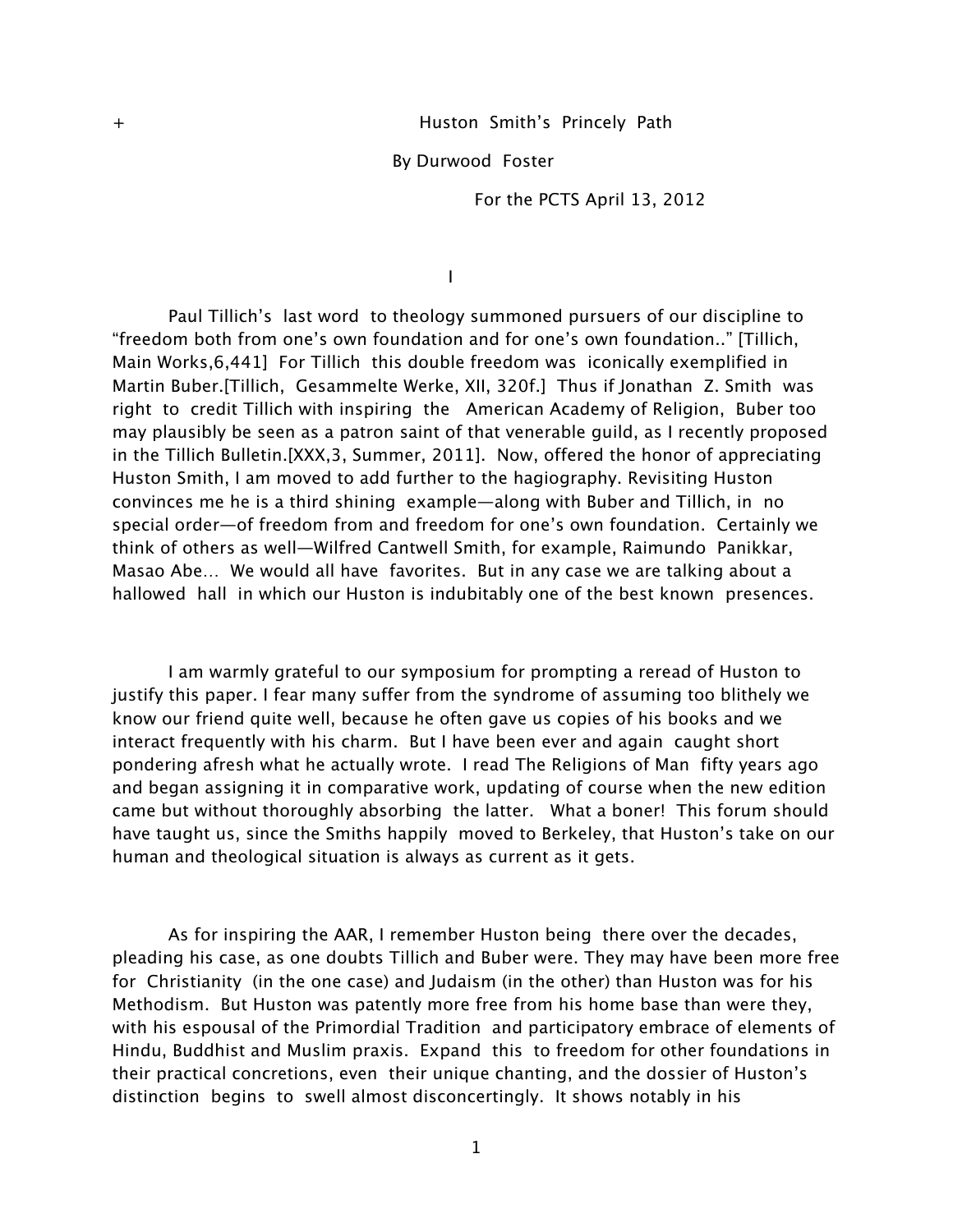+ Huston Smith's Princely Path

By Durwood Foster

For the PCTS April 13, 2012

I

Paul Tillich's last word to theology summoned pursuers of our discipline to "freedom both from one's own foundation and for one's own foundation.." [Tillich, Main Works,6,441] For Tillich this double freedom was iconically exemplified in Martin Buber.[Tillich, Gesammelte Werke, XII, 320f.] Thus if Jonathan Z. Smith was right to credit Tillich with inspiring the American Academy of Religion, Buber too may plausibly be seen as a patron saint of that venerable guild, as I recently proposed in the Tillich Bulletin.[XXX,3, Summer, 2011]. Now, offered the honor of appreciating Huston Smith, I am moved to add further to the hagiography. Revisiting Huston convinces me he is a third shining example—along with Buber and Tillich, in no special order—of freedom from and freedom for one's own foundation. Certainly we think of others as well—Wilfred Cantwell Smith, for example, Raimundo Panikkar, Masao Abe… We would all have favorites. But in any case we are talking about a hallowed hall in which our Huston is indubitably one of the best known presences.

I am warmly grateful to our symposium for prompting a reread of Huston to justify this paper. I fear many suffer from the syndrome of assuming too blithely we know our friend quite well, because he often gave us copies of his books and we interact frequently with his charm. But I have been ever and again caught short pondering afresh what he actually wrote. I read The Religions of Man fifty years ago and began assigning it in comparative work, updating of course when the new edition came but without thoroughly absorbing the latter. What a boner! This forum should have taught us, since the Smiths happily moved to Berkeley, that Huston's take on our human and theological situation is always as current as it gets.

As for inspiring the AAR, I remember Huston being there over the decades, pleading his case, as one doubts Tillich and Buber were. They may have been more free for Christianity (in the one case) and Judaism (in the other) than Huston was for his Methodism. But Huston was patently more free from his home base than were they, with his espousal of the Primordial Tradition and participatory embrace of elements of Hindu, Buddhist and Muslim praxis. Expand this to freedom for other foundations in their practical concretions, even their unique chanting, and the dossier of Huston's distinction begins to swell almost disconcertingly. It shows notably in his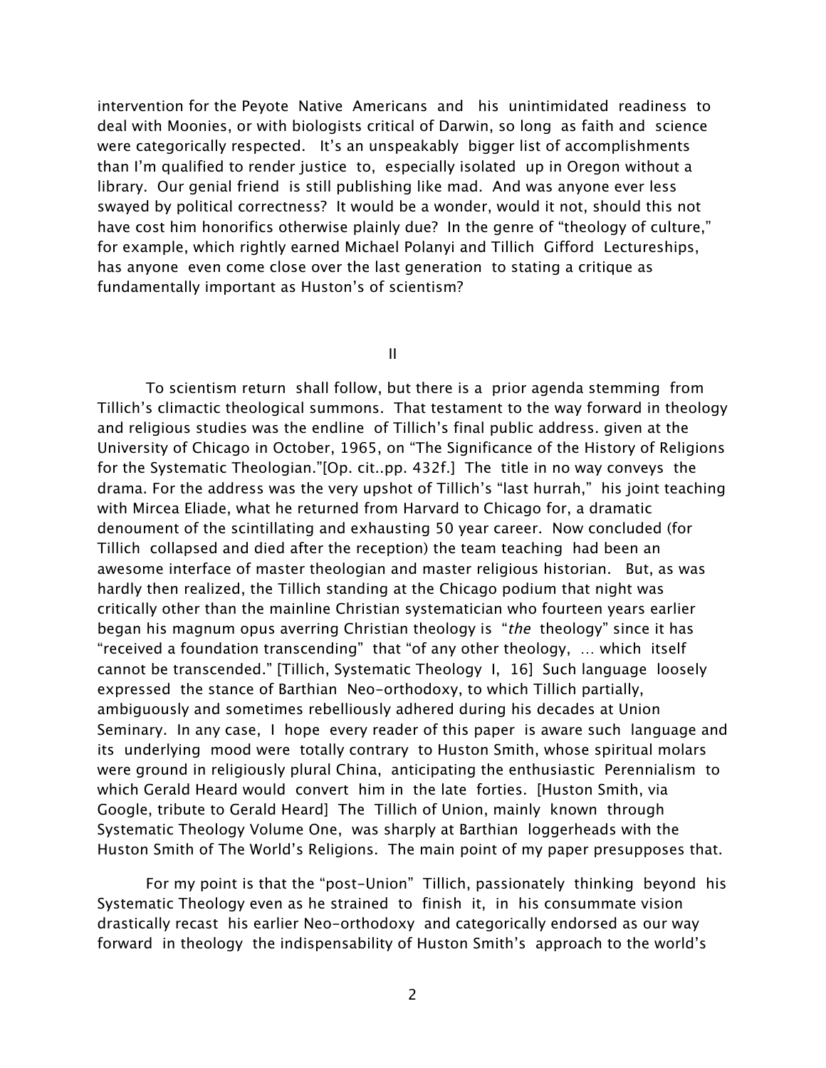intervention for the Peyote Native Americans and his unintimidated readiness to deal with Moonies, or with biologists critical of Darwin, so long as faith and science were categorically respected. It's an unspeakably bigger list of accomplishments than I'm qualified to render justice to, especially isolated up in Oregon without a library. Our genial friend is still publishing like mad. And was anyone ever less swayed by political correctness? It would be a wonder, would it not, should this not have cost him honorifics otherwise plainly due? In the genre of "theology of culture," for example, which rightly earned Michael Polanyi and Tillich Gifford Lectureships, has anyone even come close over the last generation to stating a critique as fundamentally important as Huston's of scientism?

## II

To scientism return shall follow, but there is a prior agenda stemming from Tillich's climactic theological summons. That testament to the way forward in theology and religious studies was the endline of Tillich's final public address. given at the University of Chicago in October, 1965, on "The Significance of the History of Religions for the Systematic Theologian."[Op. cit..pp. 432f.] The title in no way conveys the drama. For the address was the very upshot of Tillich's "last hurrah," his joint teaching with Mircea Eliade, what he returned from Harvard to Chicago for, a dramatic denoument of the scintillating and exhausting 50 year career. Now concluded (for Tillich collapsed and died after the reception) the team teaching had been an awesome interface of master theologian and master religious historian. But, as was hardly then realized, the Tillich standing at the Chicago podium that night was critically other than the mainline Christian systematician who fourteen years earlier began his magnum opus averring Christian theology is "*the* theology" since it has "received a foundation transcending" that "of any other theology, … which itself cannot be transcended." [Tillich, Systematic Theology I, 16] Such language loosely expressed the stance of Barthian Neo-orthodoxy, to which Tillich partially, ambiguously and sometimes rebelliously adhered during his decades at Union Seminary. In any case, I hope every reader of this paper is aware such language and its underlying mood were totally contrary to Huston Smith, whose spiritual molars were ground in religiously plural China, anticipating the enthusiastic Perennialism to which Gerald Heard would convert him in the late forties. [Huston Smith, via Google, tribute to Gerald Heard] The Tillich of Union, mainly known through Systematic Theology Volume One, was sharply at Barthian loggerheads with the Huston Smith of The World's Religions. The main point of my paper presupposes that.

For my point is that the "post-Union" Tillich, passionately thinking beyond his Systematic Theology even as he strained to finish it, in his consummate vision drastically recast his earlier Neo-orthodoxy and categorically endorsed as our way forward in theology the indispensability of Huston Smith's approach to the world's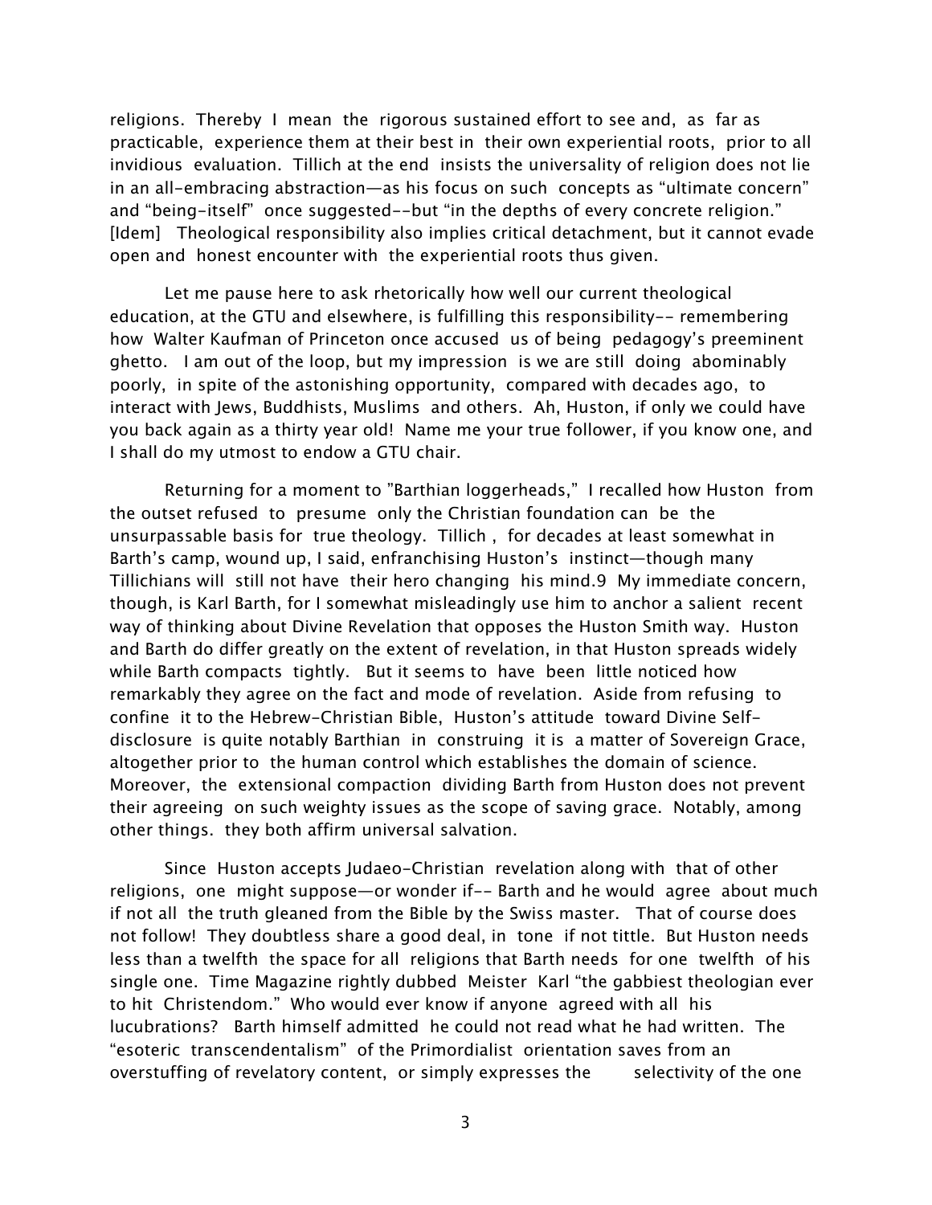religions. Thereby I mean the rigorous sustained effort to see and, as far as practicable, experience them at their best in their own experiential roots, prior to all invidious evaluation. Tillich at the end insists the universality of religion does not lie in an all-embracing abstraction—as his focus on such concepts as "ultimate concern" and "being-itself" once suggested--but "in the depths of every concrete religion." [Idem] Theological responsibility also implies critical detachment, but it cannot evade open and honest encounter with the experiential roots thus given.

Let me pause here to ask rhetorically how well our current theological education, at the GTU and elsewhere, is fulfilling this responsibility-- remembering how Walter Kaufman of Princeton once accused us of being pedagogy's preeminent ghetto. I am out of the loop, but my impression is we are still doing abominably poorly, in spite of the astonishing opportunity, compared with decades ago, to interact with Jews, Buddhists, Muslims and others. Ah, Huston, if only we could have you back again as a thirty year old! Name me your true follower, if you know one, and I shall do my utmost to endow a GTU chair.

Returning for a moment to "Barthian loggerheads," I recalled how Huston from the outset refused to presume only the Christian foundation can be the unsurpassable basis for true theology. Tillich , for decades at least somewhat in Barth's camp, wound up, I said, enfranchising Huston's instinct—though many Tillichians will still not have their hero changing his mind.9 My immediate concern, though, is Karl Barth, for I somewhat misleadingly use him to anchor a salient recent way of thinking about Divine Revelation that opposes the Huston Smith way. Huston and Barth do differ greatly on the extent of revelation, in that Huston spreads widely while Barth compacts tightly. But it seems to have been little noticed how remarkably they agree on the fact and mode of revelation. Aside from refusing to confine it to the Hebrew-Christian Bible, Huston's attitude toward Divine Self-disclosure is quite notably Barthian in construing it is a matter of Sovereign Grace, altogether prior to the human control which establishes the domain of science. Moreover, the extensional compaction dividing Barth from Huston does not prevent their agreeing on such weighty issues as the scope of saving grace. Notably, among other things. they both affirm universal salvation.

Since Huston accepts Judaeo-Christian revelation along with that of other religions, one might suppose—or wonder if-- Barth and he would agree about much if not all the truth gleaned from the Bible by the Swiss master. That of course does not follow! They doubtless share a good deal, in tone if not tittle. But Huston needs less than a twelfth the space for all religions that Barth needs for one twelfth of his single one. Time Magazine rightly dubbed Meister Karl "the gabbiest theologian ever to hit Christendom." Who would ever know if anyone agreed with all his lucubrations? Barth himself admitted he could not read what he had written. The "esoteric transcendentalism" of the Primordialist orientation saves from an overstuffing of revelatory content, or simply expresses the selectivity of the one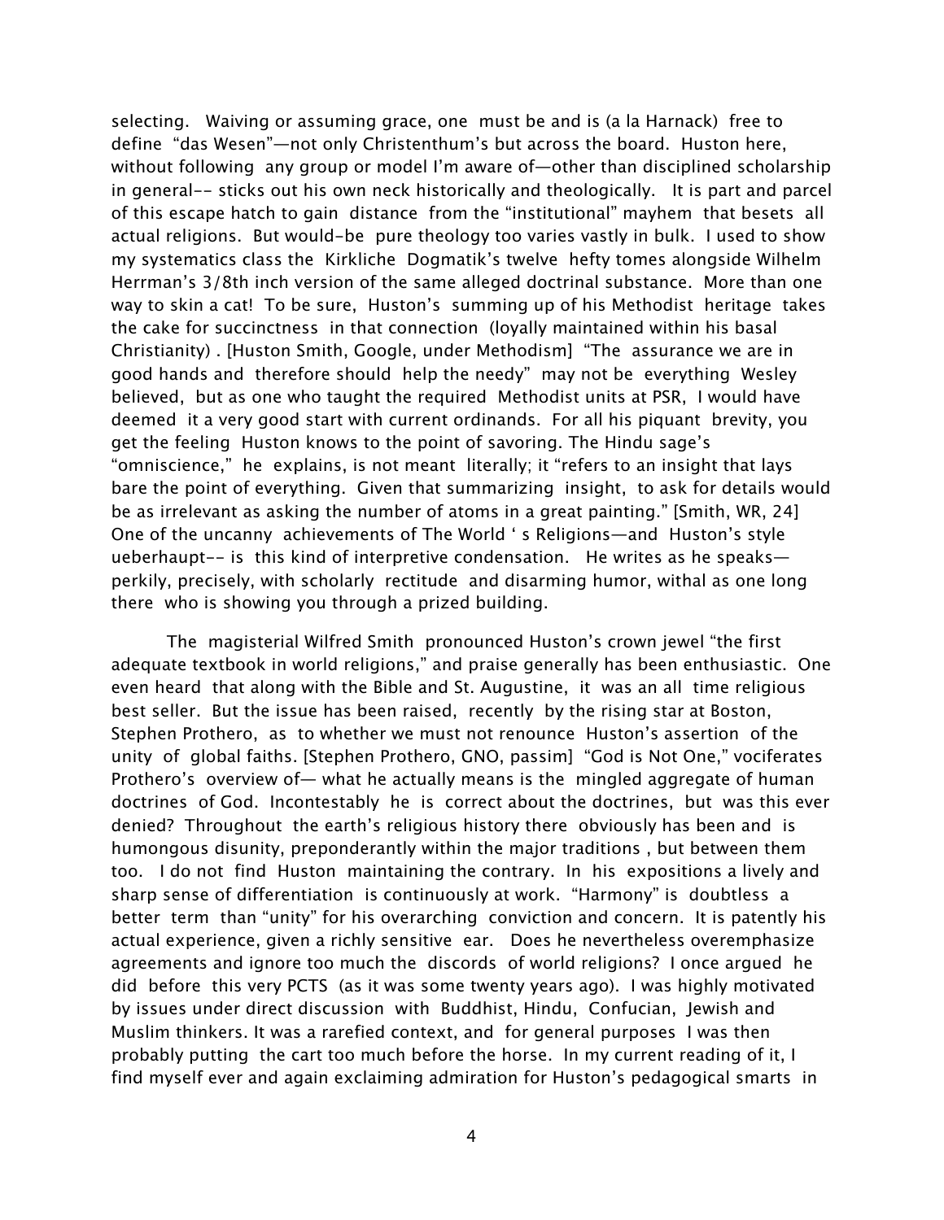selecting. Waiving or assuming grace, one must be and is (a la Harnack) free to define "das Wesen"—not only Christenthum's but across the board. Huston here, without following any group or model I'm aware of—other than disciplined scholarship in general-- sticks out his own neck historically and theologically. It is part and parcel of this escape hatch to gain distance from the "institutional" mayhem that besets all actual religions. But would-be pure theology too varies vastly in bulk. I used to show my systematics class the Kirkliche Dogmatik's twelve hefty tomes alongside Wilhelm Herrman's 3/8th inch version of the same alleged doctrinal substance. More than one way to skin a cat! To be sure, Huston's summing up of his Methodist heritage takes the cake for succinctness in that connection (loyally maintained within his basal Christianity) . [Huston Smith, Google, under Methodism] "The assurance we are in good hands and therefore should help the needy" may not be everything Wesley believed, but as one who taught the required Methodist units at PSR, I would have deemed it a very good start with current ordinands. For all his piquant brevity, you get the feeling Huston knows to the point of savoring. The Hindu sage's "omniscience," he explains, is not meant literally; it "refers to an insight that lays bare the point of everything. Given that summarizing insight, to ask for details would be as irrelevant as asking the number of atoms in a great painting." [Smith, WR, 24] One of the uncanny achievements of The World ' s Religions—and Huston's style ueberhaupt-- is this kind of interpretive condensation. He writes as he speaks—perkily, precisely, with scholarly rectitude and disarming humor, withal as one long there who is showing you through a prized building.

The magisterial Wilfred Smith pronounced Huston's crown jewel "the first adequate textbook in world religions," and praise generally has been enthusiastic. One even heard that along with the Bible and St. Augustine, it was an all time religious best seller. But the issue has been raised, recently by the rising star at Boston, Stephen Prothero, as to whether we must not renounce Huston's assertion of the unity of global faiths. [Stephen Prothero, GNO, passim] "God is Not One," vociferates Prothero's overview of— what he actually means is the mingled aggregate of human doctrines of God. Incontestably he is correct about the doctrines, but was this ever denied? Throughout the earth's religious history there obviously has been and is humongous disunity, preponderantly within the major traditions , but between them too. I do not find Huston maintaining the contrary. In his expositions a lively and sharp sense of differentiation is continuously at work. "Harmony" is doubtless a better term than "unity" for his overarching conviction and concern. It is patently his actual experience, given a richly sensitive ear. Does he nevertheless overemphasize agreements and ignore too much the discords of world religions? I once argued he did before this very PCTS (as it was some twenty years ago). I was highly motivated by issues under direct discussion with Buddhist, Hindu, Confucian, Jewish and Muslim thinkers. It was a rarefied context, and for general purposes I was then probably putting the cart too much before the horse. In my current reading of it, I find myself ever and again exclaiming admiration for Huston's pedagogical smarts in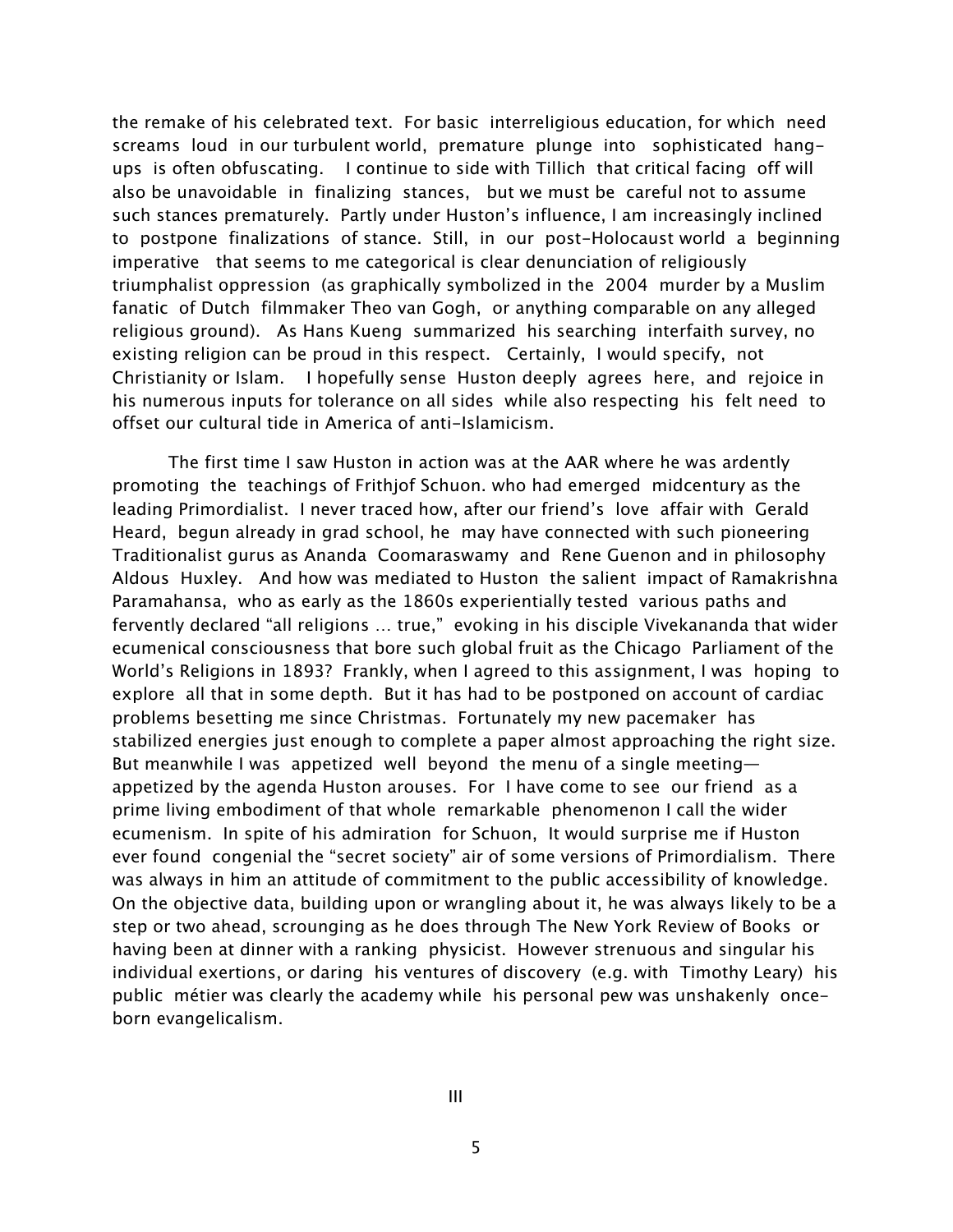the remake of his celebrated text. For basic interreligious education, for which need screams loud in our turbulent world, premature plunge into sophisticated hang-ups is often obfuscating. I continue to side with Tillich that critical facing off will also be unavoidable in finalizing stances, but we must be careful not to assume such stances prematurely. Partly under Huston's influence, I am increasingly inclined to postpone finalizations of stance. Still, in our post-Holocaust world a beginning imperative that seems to me categorical is clear denunciation of religiously triumphalist oppression (as graphically symbolized in the 2004 murder by a Muslim fanatic of Dutch filmmaker Theo van Gogh, or anything comparable on any alleged religious ground). As Hans Kueng summarized his searching interfaith survey, no existing religion can be proud in this respect. Certainly, I would specify, not Christianity or Islam. I hopefully sense Huston deeply agrees here, and rejoice in his numerous inputs for tolerance on all sides while also respecting his felt need to offset our cultural tide in America of anti-Islamicism.

The first time I saw Huston in action was at the AAR where he was ardently promoting the teachings of Frithjof Schuon. who had emerged midcentury as the leading Primordialist. I never traced how, after our friend's love affair with Gerald Heard, begun already in grad school, he may have connected with such pioneering Traditionalist gurus as Ananda Coomaraswamy and Rene Guenon and in philosophy Aldous Huxley. And how was mediated to Huston the salient impact of Ramakrishna Paramahansa, who as early as the 1860s experientially tested various paths and fervently declared "all religions … true," evoking in his disciple Vivekananda that wider ecumenical consciousness that bore such global fruit as the Chicago Parliament of the World's Religions in 1893? Frankly, when I agreed to this assignment, I was hoping to explore all that in some depth. But it has had to be postponed on account of cardiac problems besetting me since Christmas. Fortunately my new pacemaker has stabilized energies just enough to complete a paper almost approaching the right size. But meanwhile I was appetized well beyond the menu of a single meeting—appetized by the agenda Huston arouses. For I have come to see our friend as a prime living embodiment of that whole remarkable phenomenon I call the wider ecumenism. In spite of his admiration for Schuon, It would surprise me if Huston ever found congenial the "secret society" air of some versions of Primordialism. There was always in him an attitude of commitment to the public accessibility of knowledge. On the objective data, building upon or wrangling about it, he was always likely to be a step or two ahead, scrounging as he does through The New York Review of Books or having been at dinner with a ranking physicist. However strenuous and singular his individual exertions, or daring his ventures of discovery (e.g. with Timothy Leary) his public métier was clearly the academy while his personal pew was unshakenly once-born evangelicalism.

## III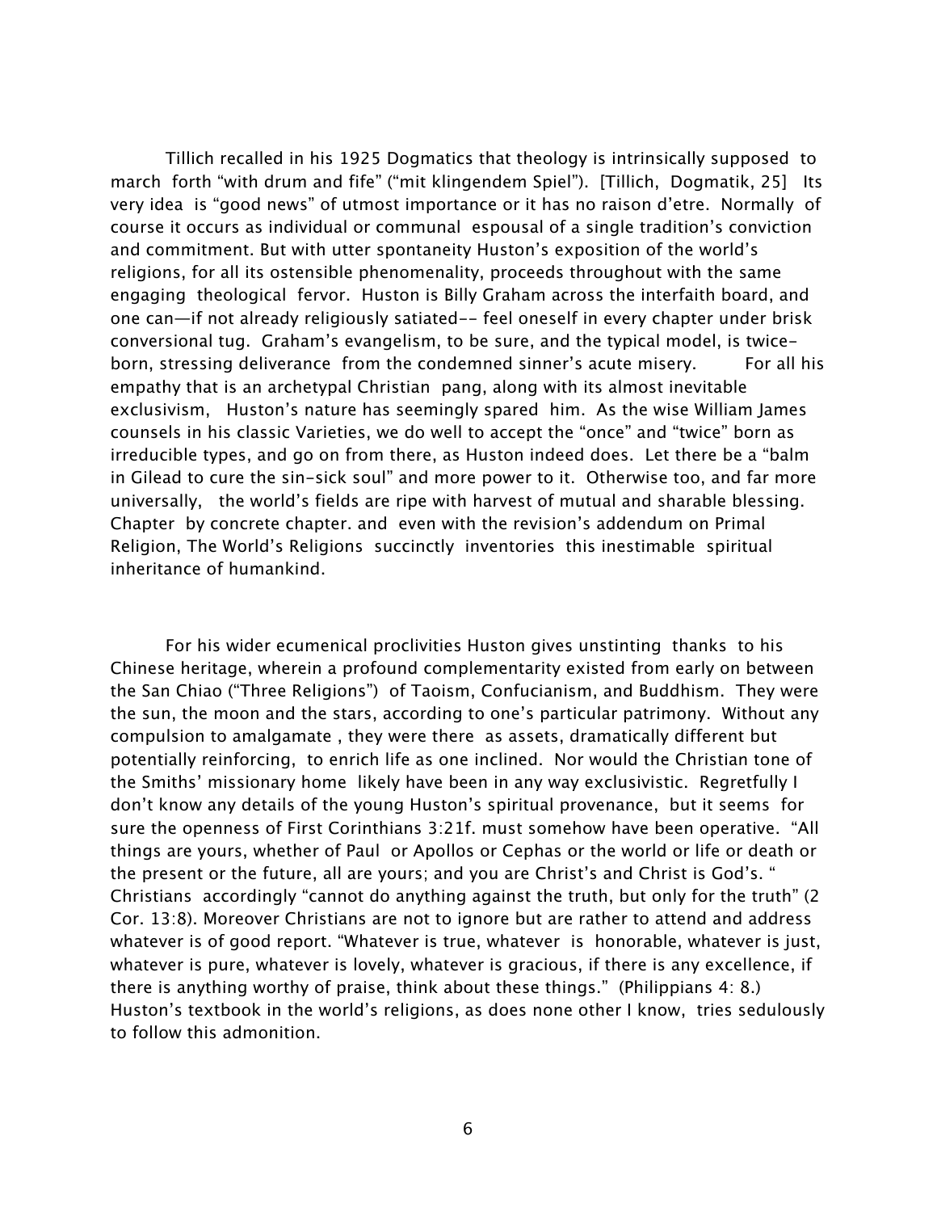Tillich recalled in his 1925 Dogmatics that theology is intrinsically supposed to march forth "with drum and fife" ("mit klingendem Spiel"). [Tillich, Dogmatik, 25] Its very idea is "good news" of utmost importance or it has no raison d'etre. Normally of course it occurs as individual or communal espousal of a single tradition's conviction and commitment. But with utter spontaneity Huston's exposition of the world's religions, for all its ostensible phenomenality, proceeds throughout with the same engaging theological fervor. Huston is Billy Graham across the interfaith board, and one can—if not already religiously satiated-- feel oneself in every chapter under brisk conversional tug. Graham's evangelism, to be sure, and the typical model, is twice-born, stressing deliverance from the condemned sinner's acute misery. For all his empathy that is an archetypal Christian pang, along with its almost inevitable exclusivism, Huston's nature has seemingly spared him. As the wise William James counsels in his classic Varieties, we do well to accept the "once" and "twice" born as irreducible types, and go on from there, as Huston indeed does. Let there be a "balm in Gilead to cure the sin-sick soul" and more power to it. Otherwise too, and far more universally, the world's fields are ripe with harvest of mutual and sharable blessing. Chapter by concrete chapter. and even with the revision's addendum on Primal Religion, The World's Religions succinctly inventories this inestimable spiritual inheritance of humankind.

For his wider ecumenical proclivities Huston gives unstinting thanks to his Chinese heritage, wherein a profound complementarity existed from early on between the San Chiao ("Three Religions") of Taoism, Confucianism, and Buddhism. They were the sun, the moon and the stars, according to one's particular patrimony. Without any compulsion to amalgamate , they were there as assets, dramatically different but potentially reinforcing, to enrich life as one inclined. Nor would the Christian tone of the Smiths' missionary home likely have been in any way exclusivistic. Regretfully I don't know any details of the young Huston's spiritual provenance, but it seems for sure the openness of First Corinthians 3:21f. must somehow have been operative. "All things are yours, whether of Paul or Apollos or Cephas or the world or life or death or the present or the future, all are yours; and you are Christ's and Christ is God's. " Christians accordingly "cannot do anything against the truth, but only for the truth" (2 Cor. 13:8). Moreover Christians are not to ignore but are rather to attend and address whatever is of good report. "Whatever is true, whatever is honorable, whatever is just, whatever is pure, whatever is lovely, whatever is gracious, if there is any excellence, if there is anything worthy of praise, think about these things." (Philippians 4: 8.) Huston's textbook in the world's religions, as does none other I know, tries sedulously to follow this admonition.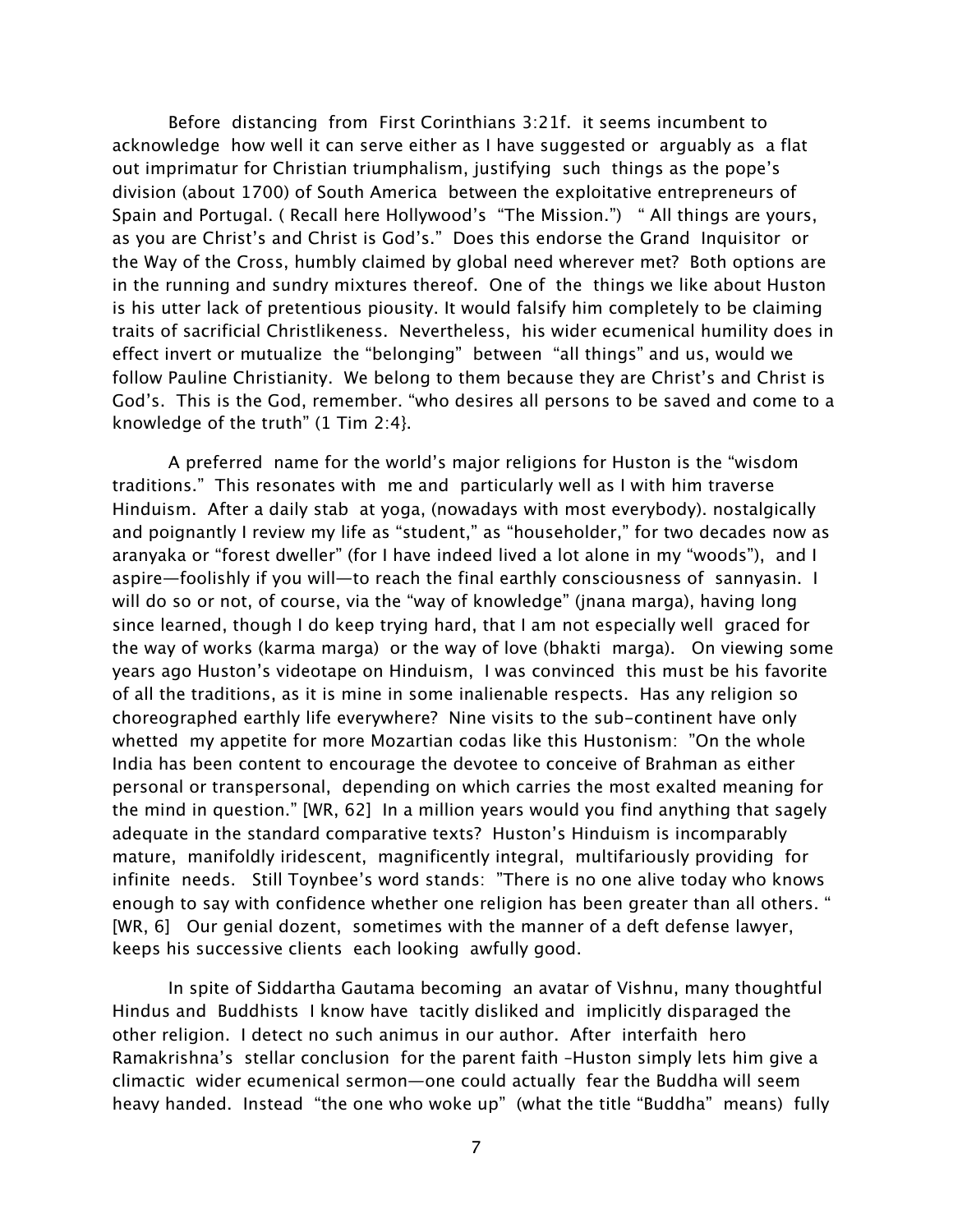Before distancing from First Corinthians 3:21f. it seems incumbent to acknowledge how well it can serve either as I have suggested or arguably as a flat out imprimatur for Christian triumphalism, justifying such things as the pope's division (about 1700) of South America between the exploitative entrepreneurs of Spain and Portugal. ( Recall here Hollywood's "The Mission.") " All things are yours, as you are Christ's and Christ is God's." Does this endorse the Grand Inquisitor or the Way of the Cross, humbly claimed by global need wherever met? Both options are in the running and sundry mixtures thereof. One of the things we like about Huston is his utter lack of pretentious piousity. It would falsify him completely to be claiming traits of sacrificial Christlikeness. Nevertheless, his wider ecumenical humility does in effect invert or mutualize the "belonging" between "all things" and us, would we follow Pauline Christianity. We belong to them because they are Christ's and Christ is God's. This is the God, remember. "who desires all persons to be saved and come to a knowledge of the truth" (1 Tim 2:4}.

A preferred name for the world's major religions for Huston is the "wisdom traditions." This resonates with me and particularly well as I with him traverse Hinduism. After a daily stab at yoga, (nowadays with most everybody). nostalgically and poignantly I review my life as "student," as "householder," for two decades now as aranyaka or "forest dweller" (for I have indeed lived a lot alone in my "woods"), and I aspire—foolishly if you will—to reach the final earthly consciousness of sannyasin. I will do so or not, of course, via the "way of knowledge" (jnana marga), having long since learned, though I do keep trying hard, that I am not especially well graced for the way of works (karma marga) or the way of love (bhakti marga). On viewing some years ago Huston's videotape on Hinduism, I was convinced this must be his favorite of all the traditions, as it is mine in some inalienable respects. Has any religion so choreographed earthly life everywhere? Nine visits to the sub-continent have only whetted my appetite for more Mozartian codas like this Hustonism: "On the whole India has been content to encourage the devotee to conceive of Brahman as either personal or transpersonal, depending on which carries the most exalted meaning for the mind in question." [WR, 62] In a million years would you find anything that sagely adequate in the standard comparative texts? Huston's Hinduism is incomparably mature, manifoldly iridescent, magnificently integral, multifariously providing for infinite needs. Still Toynbee's word stands: "There is no one alive today who knows enough to say with confidence whether one religion has been greater than all others. " [WR, 6] Our genial dozent, sometimes with the manner of a deft defense lawyer, keeps his successive clients each looking awfully good.

In spite of Siddartha Gautama becoming an avatar of Vishnu, many thoughtful Hindus and Buddhists I know have tacitly disliked and implicitly disparaged the other religion. I detect no such animus in our author. After interfaith hero Ramakrishna's stellar conclusion for the parent faith –Huston simply lets him give a climactic wider ecumenical sermon—one could actually fear the Buddha will seem heavy handed. Instead "the one who woke up" (what the title "Buddha" means) fully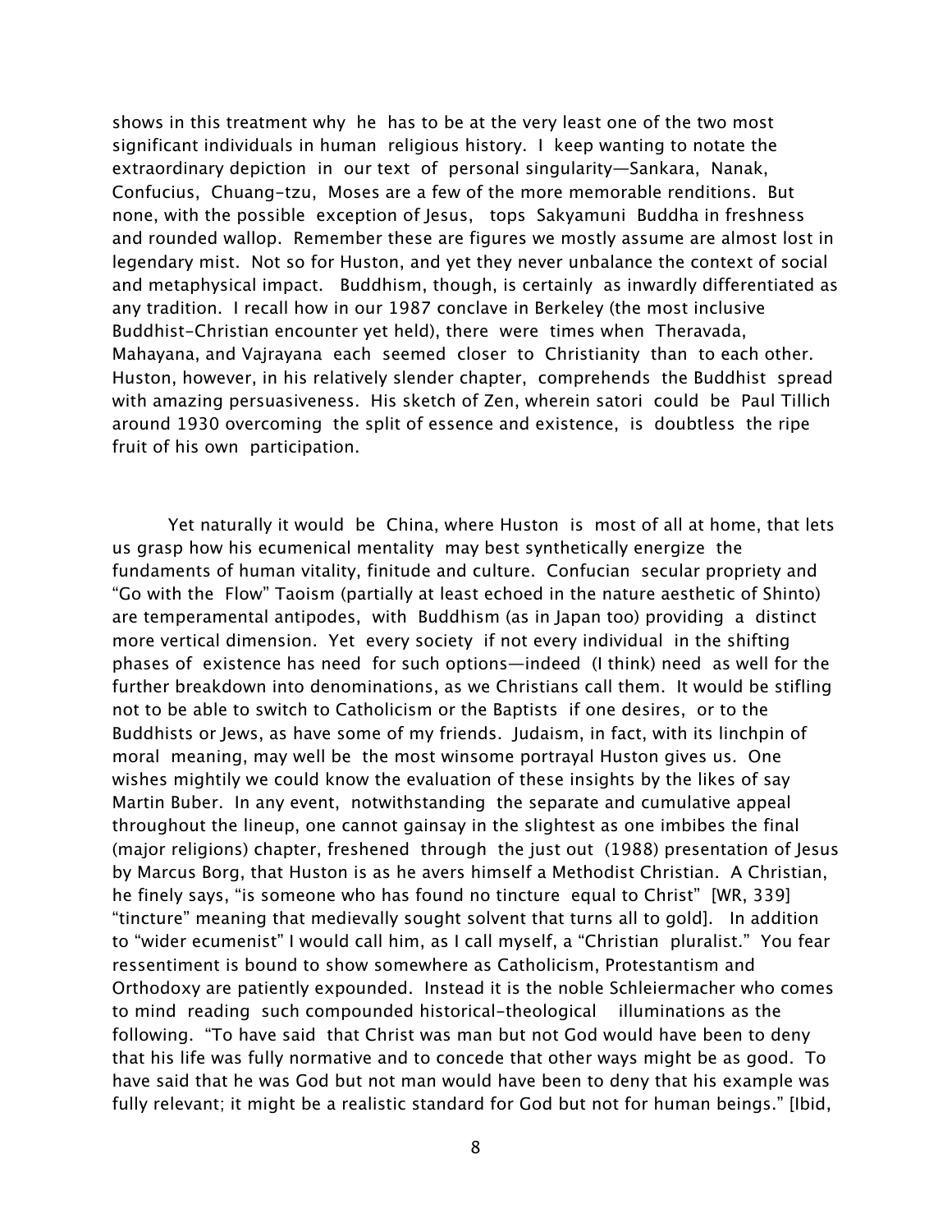shows in this treatment why he has to be at the very least one of the two most significant individuals in human religious history. I keep wanting to notate the extraordinary depiction in our text of personal singularity—Sankara, Nanak, Confucius, Chuang-tzu, Moses are a few of the more memorable renditions. But none, with the possible exception of Jesus, tops Sakyamuni Buddha in freshness and rounded wallop. Remember these are figures we mostly assume are almost lost in legendary mist. Not so for Huston, and yet they never unbalance the context of social and metaphysical impact. Buddhism, though, is certainly as inwardly differentiated as any tradition. I recall how in our 1987 conclave in Berkeley (the most inclusive Buddhist-Christian encounter yet held), there were times when Theravada, Mahayana, and Vajrayana each seemed closer to Christianity than to each other. Huston, however, in his relatively slender chapter, comprehends the Buddhist spread with amazing persuasiveness. His sketch of Zen, wherein satori could be Paul Tillich around 1930 overcoming the split of essence and existence, is doubtless the ripe fruit of his own participation.

Yet naturally it would be China, where Huston is most of all at home, that lets us grasp how his ecumenical mentality may best synthetically energize the fundaments of human vitality, finitude and culture. Confucian secular propriety and "Go with the Flow" Taoism (partially at least echoed in the nature aesthetic of Shinto) are temperamental antipodes, with Buddhism (as in Japan too) providing a distinct more vertical dimension. Yet every society if not every individual in the shifting phases of existence has need for such options—indeed (I think) need as well for the further breakdown into denominations, as we Christians call them. It would be stifling not to be able to switch to Catholicism or the Baptists if one desires, or to the Buddhists or Jews, as have some of my friends. Judaism, in fact, with its linchpin of moral meaning, may well be the most winsome portrayal Huston gives us. One wishes mightily we could know the evaluation of these insights by the likes of say Martin Buber. In any event, notwithstanding the separate and cumulative appeal throughout the lineup, one cannot gainsay in the slightest as one imbibes the final (major religions) chapter, freshened through the just out (1988) presentation of Jesus by Marcus Borg, that Huston is as he avers himself a Methodist Christian. A Christian, he finely says, "is someone who has found no tincture equal to Christ" [WR, 339] "tincture" meaning that medievally sought solvent that turns all to gold]. In addition to "wider ecumenist" I would call him, as I call myself, a "Christian pluralist." You fear ressentiment is bound to show somewhere as Catholicism, Protestantism and Orthodoxy are patiently expounded. Instead it is the noble Schleiermacher who comes to mind reading such compounded historical-theological illuminations as the following. "To have said that Christ was man but not God would have been to deny that his life was fully normative and to concede that other ways might be as good. To have said that he was God but not man would have been to deny that his example was fully relevant; it might be a realistic standard for God but not for human beings." [Ibid,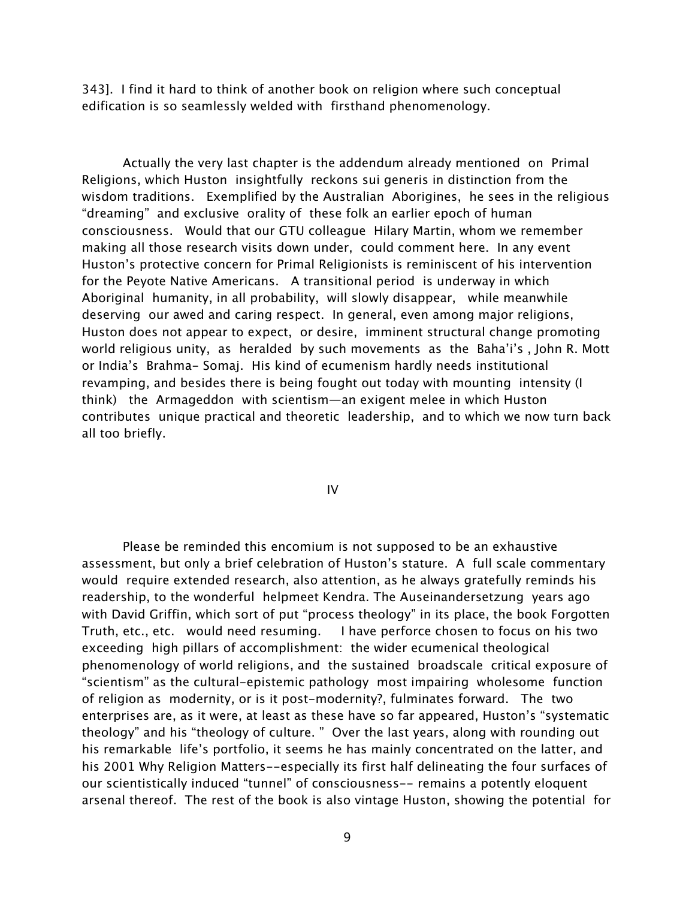343]. I find it hard to think of another book on religion where such conceptual edification is so seamlessly welded with firsthand phenomenology.

Actually the very last chapter is the addendum already mentioned on Primal Religions, which Huston insightfully reckons sui generis in distinction from the wisdom traditions. Exemplified by the Australian Aborigines, he sees in the religious "dreaming" and exclusive orality of these folk an earlier epoch of human consciousness. Would that our GTU colleague Hilary Martin, whom we remember making all those research visits down under, could comment here. In any event Huston's protective concern for Primal Religionists is reminiscent of his intervention for the Peyote Native Americans. A transitional period is underway in which Aboriginal humanity, in all probability, will slowly disappear, while meanwhile deserving our awed and caring respect. In general, even among major religions, Huston does not appear to expect, or desire, imminent structural change promoting world religious unity, as heralded by such movements as the Baha'i's , John R. Mott or India's Brahma- Somaj. His kind of ecumenism hardly needs institutional revamping, and besides there is being fought out today with mounting intensity (I think) the Armageddon with scientism—an exigent melee in which Huston contributes unique practical and theoretic leadership, and to which we now turn back all too briefly.

## IV

Please be reminded this encomium is not supposed to be an exhaustive assessment, but only a brief celebration of Huston's stature. A full scale commentary would require extended research, also attention, as he always gratefully reminds his readership, to the wonderful helpmeet Kendra. The Auseinandersetzung years ago with David Griffin, which sort of put "process theology" in its place, the book Forgotten Truth, etc., etc. would need resuming. I have perforce chosen to focus on his two exceeding high pillars of accomplishment: the wider ecumenical theological phenomenology of world religions, and the sustained broadscale critical exposure of "scientism" as the cultural-epistemic pathology most impairing wholesome function of religion as modernity, or is it post-modernity?, fulminates forward. The two enterprises are, as it were, at least as these have so far appeared, Huston's "systematic theology" and his "theology of culture. " Over the last years, along with rounding out his remarkable life's portfolio, it seems he has mainly concentrated on the latter, and his 2001 Why Religion Matters--especially its first half delineating the four surfaces of our scientistically induced "tunnel" of consciousness-- remains a potently eloquent arsenal thereof. The rest of the book is also vintage Huston, showing the potential for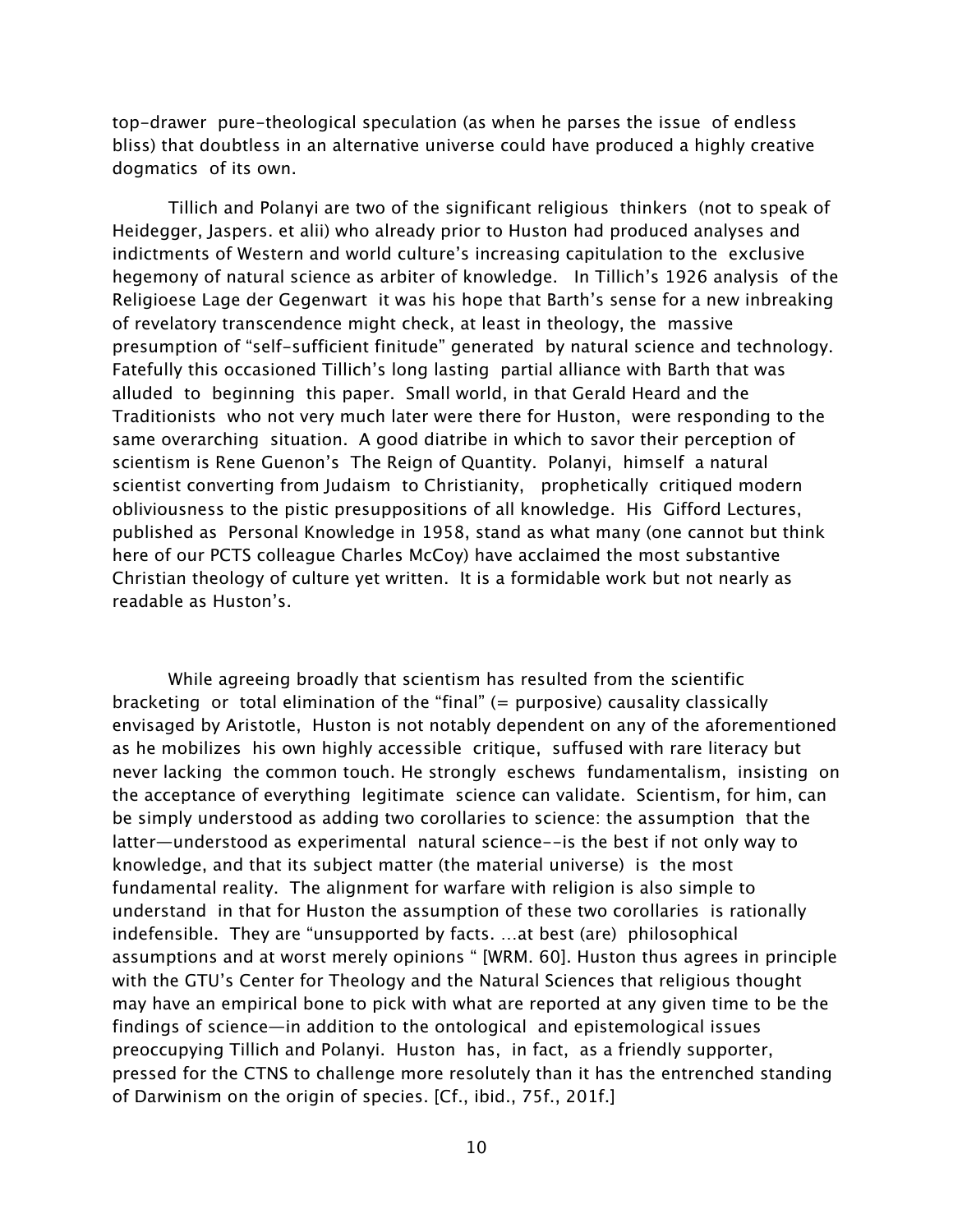top-drawer pure-theological speculation (as when he parses the issue of endless bliss) that doubtless in an alternative universe could have produced a highly creative dogmatics of its own.

Tillich and Polanyi are two of the significant religious thinkers (not to speak of Heidegger, Jaspers. et alii) who already prior to Huston had produced analyses and indictments of Western and world culture's increasing capitulation to the exclusive hegemony of natural science as arbiter of knowledge. In Tillich's 1926 analysis of the Religioese Lage der Gegenwart it was his hope that Barth's sense for a new inbreaking of revelatory transcendence might check, at least in theology, the massive presumption of "self-sufficient finitude" generated by natural science and technology. Fatefully this occasioned Tillich's long lasting partial alliance with Barth that was alluded to beginning this paper. Small world, in that Gerald Heard and the Traditionists who not very much later were there for Huston, were responding to the same overarching situation. A good diatribe in which to savor their perception of scientism is Rene Guenon's The Reign of Quantity. Polanyi, himself a natural scientist converting from Judaism to Christianity, prophetically critiqued modern obliviousness to the pistic presuppositions of all knowledge. His Gifford Lectures, published as Personal Knowledge in 1958, stand as what many (one cannot but think here of our PCTS colleague Charles McCoy) have acclaimed the most substantive Christian theology of culture yet written. It is a formidable work but not nearly as readable as Huston's.

While agreeing broadly that scientism has resulted from the scientific bracketing or total elimination of the "final" (= purposive) causality classically envisaged by Aristotle, Huston is not notably dependent on any of the aforementioned as he mobilizes his own highly accessible critique, suffused with rare literacy but never lacking the common touch. He strongly eschews fundamentalism, insisting on the acceptance of everything legitimate science can validate. Scientism, for him, can be simply understood as adding two corollaries to science: the assumption that the latter—understood as experimental natural science--is the best if not only way to knowledge, and that its subject matter (the material universe) is the most fundamental reality. The alignment for warfare with religion is also simple to understand in that for Huston the assumption of these two corollaries is rationally indefensible. They are "unsupported by facts. …at best (are) philosophical assumptions and at worst merely opinions " [WRM. 60]. Huston thus agrees in principle with the GTU's Center for Theology and the Natural Sciences that religious thought may have an empirical bone to pick with what are reported at any given time to be the findings of science—in addition to the ontological and epistemological issues preoccupying Tillich and Polanyi. Huston has, in fact, as a friendly supporter, pressed for the CTNS to challenge more resolutely than it has the entrenched standing of Darwinism on the origin of species. [Cf., ibid., 75f., 201f.]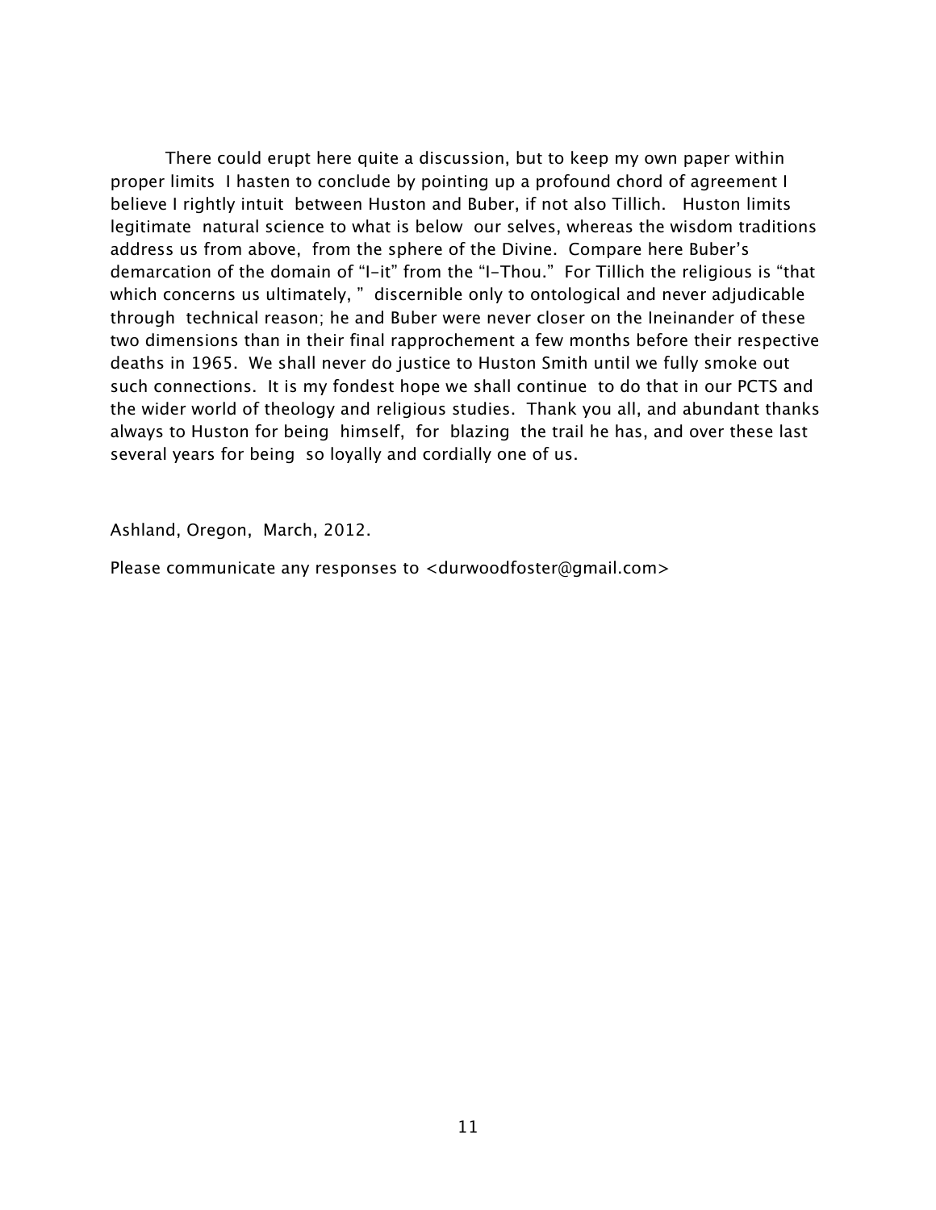There could erupt here quite a discussion, but to keep my own paper within proper limits I hasten to conclude by pointing up a profound chord of agreement I believe I rightly intuit between Huston and Buber, if not also Tillich. Huston limits legitimate natural science to what is below our selves, whereas the wisdom traditions address us from above, from the sphere of the Divine. Compare here Buber's demarcation of the domain of "I-it" from the "I-Thou." For Tillich the religious is "that which concerns us ultimately, " discernible only to ontological and never adjudicable through technical reason; he and Buber were never closer on the Ineinander of these two dimensions than in their final rapprochement a few months before their respective deaths in 1965. We shall never do justice to Huston Smith until we fully smoke out such connections. It is my fondest hope we shall continue to do that in our PCTS and the wider world of theology and religious studies. Thank you all, and abundant thanks always to Huston for being himself, for blazing the trail he has, and over these last several years for being so loyally and cordially one of us.

Ashland, Oregon, March, 2012.

Please communicate any responses to <durwoodfoster@gmail.com>